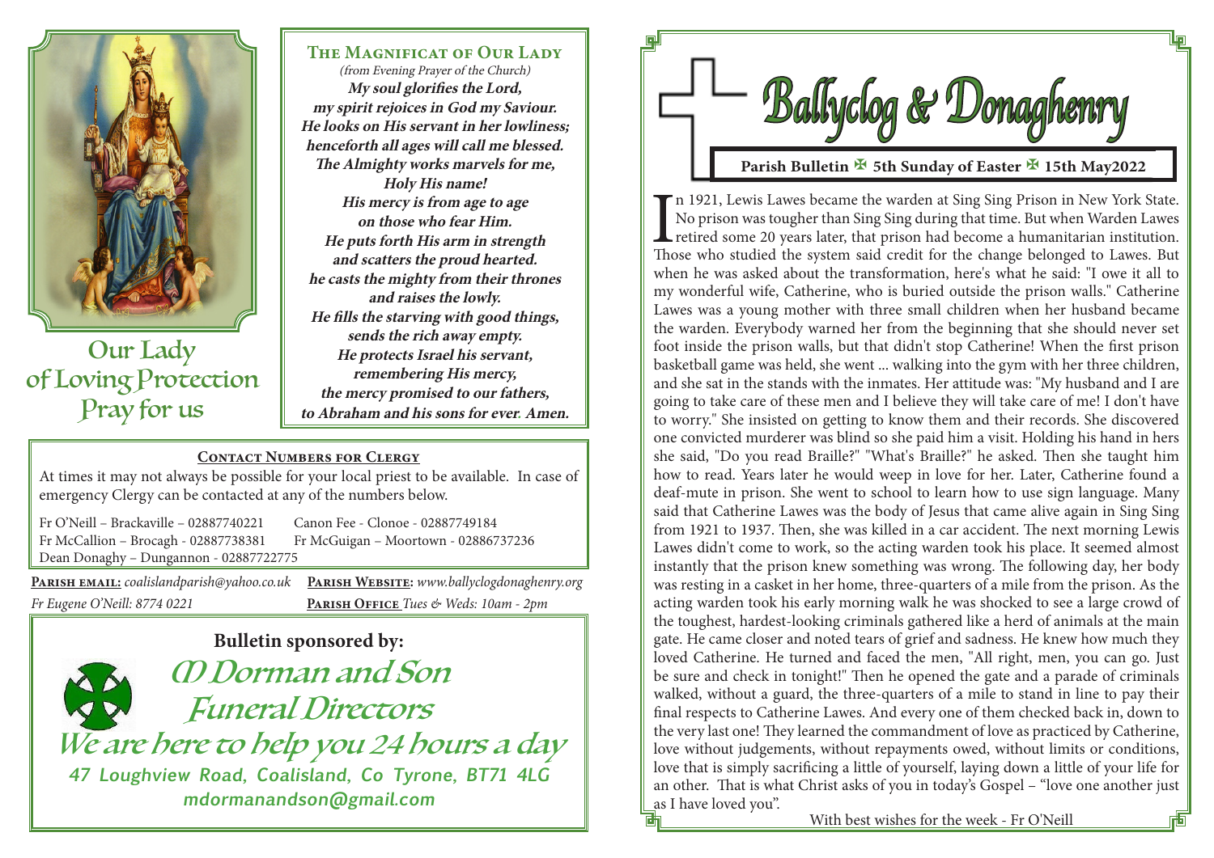Our Lady
of Loving Protection
Pray for us

## The Magnificat of Our Lady

*(from Evening Prayer of the Church)*

***My soul glorifies the Lord,***
***my spirit rejoices in God my Saviour.***
***He looks on His servant in her lowliness;***
***henceforth all ages will call me blessed.***
***The Almighty works marvels for me,***
***Holy His name!***
***His mercy is from age to age***
***on those who fear Him.***
***He puts forth His arm in strength***
***and scatters the proud hearted.***
***he casts the mighty from their thrones***
***and raises the lowly.***
***He fills the starving with good things,***
***sends the rich away empty.***
***He protects Israel his servant,***
***remembering His mercy,***
***the mercy promised to our fathers,***
***to Abraham and his sons for ever. Amen.***

### Contact Numbers for Clergy

At times it may not always be possible for your local priest to be available. In case of emergency Clergy can be contacted at any of the numbers below.

Fr O'Neill – Brackaville – 02887740221
Canon Fee - Clonoe - 02887749184
Fr McCallion – Brocagh - 02887738381
Fr McGuigan – Moortown - 02886737236
Dean Donaghy – Dungannon - 02887722775

**Parish email:** *coalislandparish@yahoo.co.uk*
**Parish Website:** *www.ballyclogdonaghenry.org*
*Fr Eugene O'Neill: 8774 0221*
**Parish Office** *Tues & Weds: 10am - 2pm*

**Bulletin sponsored by:**

M Dorman and Son
Funeral Directors
We are here to help you 24 hours a day
47 Loughview Road, Coalisland, Co Tyrone, BT71 4LG
mdormanandson@gmail.com

# Ballyclog & Donaghenry

**Parish Bulletin ✠ 5th Sunday of Easter ✠ 15th May2022**

In 1921, Lewis Lawes became the warden at Sing Sing Prison in New York State. No prison was tougher than Sing Sing during that time. But when Warden Lawes retired some 20 years later, that prison had become a humanitarian institution. Those who studied the system said credit for the change belonged to Lawes. But when he was asked about the transformation, here's what he said: "I owe it all to my wonderful wife, Catherine, who is buried outside the prison walls." Catherine Lawes was a young mother with three small children when her husband became the warden. Everybody warned her from the beginning that she should never set foot inside the prison walls, but that didn't stop Catherine! When the first prison basketball game was held, she went ... walking into the gym with her three children, and she sat in the stands with the inmates. Her attitude was: "My husband and I are going to take care of these men and I believe they will take care of me! I don't have to worry." She insisted on getting to know them and their records. She discovered one convicted murderer was blind so she paid him a visit. Holding his hand in hers she said, "Do you read Braille?" "What's Braille?" he asked. Then she taught him how to read. Years later he would weep in love for her. Later, Catherine found a deaf-mute in prison. She went to school to learn how to use sign language. Many said that Catherine Lawes was the body of Jesus that came alive again in Sing Sing from 1921 to 1937. Then, she was killed in a car accident. The next morning Lewis Lawes didn't come to work, so the acting warden took his place. It seemed almost instantly that the prison knew something was wrong. The following day, her body was resting in a casket in her home, three-quarters of a mile from the prison. As the acting warden took his early morning walk he was shocked to see a large crowd of the toughest, hardest-looking criminals gathered like a herd of animals at the main gate. He came closer and noted tears of grief and sadness. He knew how much they loved Catherine. He turned and faced the men, "All right, men, you can go. Just be sure and check in tonight!" Then he opened the gate and a parade of criminals walked, without a guard, the three-quarters of a mile to stand in line to pay their final respects to Catherine Lawes. And every one of them checked back in, down to the very last one! They learned the commandment of love as practiced by Catherine, love without judgements, without repayments owed, without limits or conditions, love that is simply sacrificing a little of yourself, laying down a little of your life for an other. That is what Christ asks of you in today's Gospel – "love one another just as I have loved you".

With best wishes for the week - Fr O'Neill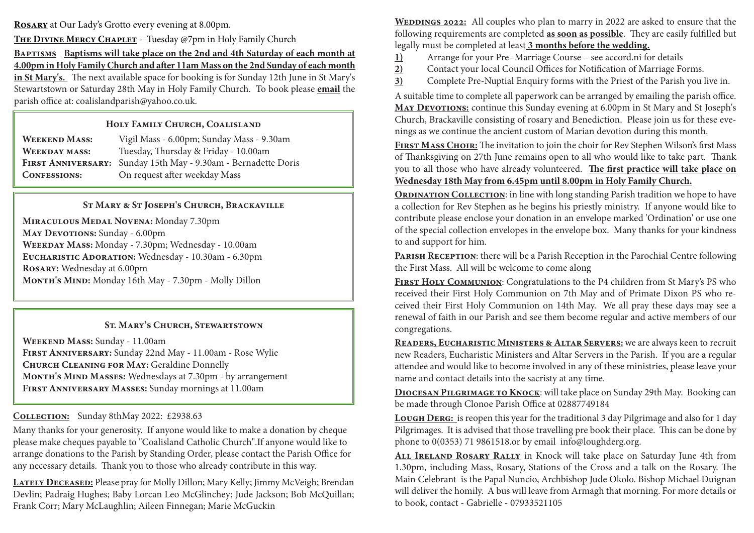**Rosary** at Our Lady's Grotto every evening at 8.00pm.

**The Divine Mercy Chaplet** - Tuesday @7pm in Holy Family Church

**Baptisms** **Baptisms will take place on the 2nd and 4th Saturday of each month at 4.00pm in Holy Family Church and after 11am Mass on the 2nd Sunday of each month in St Mary's.** The next available space for booking is for Sunday 12th June in St Mary's Stewartstown or Saturday 28th May in Holy Family Church. To book please **email** the parish office at: coalislandparish@yahoo.co.uk.

### Holy Family Church, Coalisland

| | |
|---|---|
| **Weekend Mass:** | Vigil Mass - 6.00pm; Sunday Mass - 9.30am |
| **Weekday mass:** | Tuesday, Thursday & Friday - 10.00am |
| **First Anniversary:** | Sunday 15th May - 9.30am - Bernadette Doris |
| **Confessions:** | On request after weekday Mass |

### St Mary & St Joseph's Church, Brackaville

**Miraculous Medal Novena:** Monday 7.30pm
**May Devotions:** Sunday - 6.00pm
**Weekday Mass:** Monday - 7.30pm; Wednesday - 10.00am
**Eucharistic Adoration:** Wednesday - 10.30am - 6.30pm
**Rosary:** Wednesday at 6.00pm
**Month's Mind:** Monday 16th May - 7.30pm - Molly Dillon

### St. Mary's Church, Stewartstown

**Weekend Mass:** Sunday - 11.00am
**First Anniversary:** Sunday 22nd May - 11.00am - Rose Wylie
**Church Cleaning for May:** Geraldine Donnelly
**Month's Mind Masses:** Wednesdays at 7.30pm - by arrangement
**First Anniversary Masses:** Sunday mornings at 11.00am

**Collection:** Sunday 8thMay 2022: £2938.63

Many thanks for your generosity. If anyone would like to make a donation by cheque please make cheques payable to "Coalisland Catholic Church".If anyone would like to arrange donations to the Parish by Standing Order, please contact the Parish Office for any necessary details. Thank you to those who already contribute in this way.

**Lately Deceased:** Please pray for Molly Dillon; Mary Kelly; Jimmy McVeigh; Brendan Devlin; Padraig Hughes; Baby Lorcan Leo McGlinchey; Jude Jackson; Bob McQuillan; Frank Corr; Mary McLaughlin; Aileen Finnegan; Marie McGuckin

**Weddings 2022:** All couples who plan to marry in 2022 are asked to ensure that the following requirements are completed **as soon as possible**. They are easily fulfilled but legally must be completed at least **3 months before the wedding.**

1) Arrange for your Pre- Marriage Course – see accord.ni for details
2) Contact your local Council Offices for Notification of Marriage Forms.
3) Complete Pre-Nuptial Enquiry forms with the Priest of the Parish you live in.

A suitable time to complete all paperwork can be arranged by emailing the parish office.

**May Devotions:** continue this Sunday evening at 6.00pm in St Mary and St Joseph's Church, Brackaville consisting of rosary and Benediction. Please join us for these evenings as we continue the ancient custom of Marian devotion during this month.

**First Mass Choir:** The invitation to join the choir for Rev Stephen Wilson's first Mass of Thanksgiving on 27th June remains open to all who would like to take part. Thank you to all those who have already volunteered. **The first practice will take place on Wednesday 18th May from 6.45pm until 8.00pm in Holy Family Church.**

**Ordination Collection**: in line with long standing Parish tradition we hope to have a collection for Rev Stephen as he begins his priestly ministry. If anyone would like to contribute please enclose your donation in an envelope marked 'Ordination' or use one of the special collection envelopes in the envelope box. Many thanks for your kindness to and support for him.

**Parish Reception**: there will be a Parish Reception in the Parochial Centre following the First Mass. All will be welcome to come along

**First Holy Communion**: Congratulations to the P4 children from St Mary's PS who received their First Holy Communion on 7th May and of Primate Dixon PS who received their First Holy Communion on 14th May. We all pray these days may see a renewal of faith in our Parish and see them become regular and active members of our congregations.

**Readers, Eucharistic Ministers & Altar Servers:** we are always keen to recruit new Readers, Eucharistic Ministers and Altar Servers in the Parish. If you are a regular attendee and would like to become involved in any of these ministries, please leave your name and contact details into the sacristy at any time.

**Diocesan Pilgrimage to Knock**: will take place on Sunday 29th May. Booking can be made through Clonoe Parish Office at 02887749184

**Lough Derg:** is reopen this year for the traditional 3 day Pilgrimage and also for 1 day Pilgrimages. It is advised that those travelling pre book their place. This can be done by phone to 0(0353) 71 9861518.or by email info@loughderg.org.

**All Ireland Rosary Rally** in Knock will take place on Saturday June 4th from 1.30pm, including Mass, Rosary, Stations of the Cross and a talk on the Rosary. The Main Celebrant is the Papal Nuncio, Archbishop Jude Okolo. Bishop Michael Duignan will deliver the homily. A bus will leave from Armagh that morning. For more details or to book, contact - Gabrielle - 07933521105